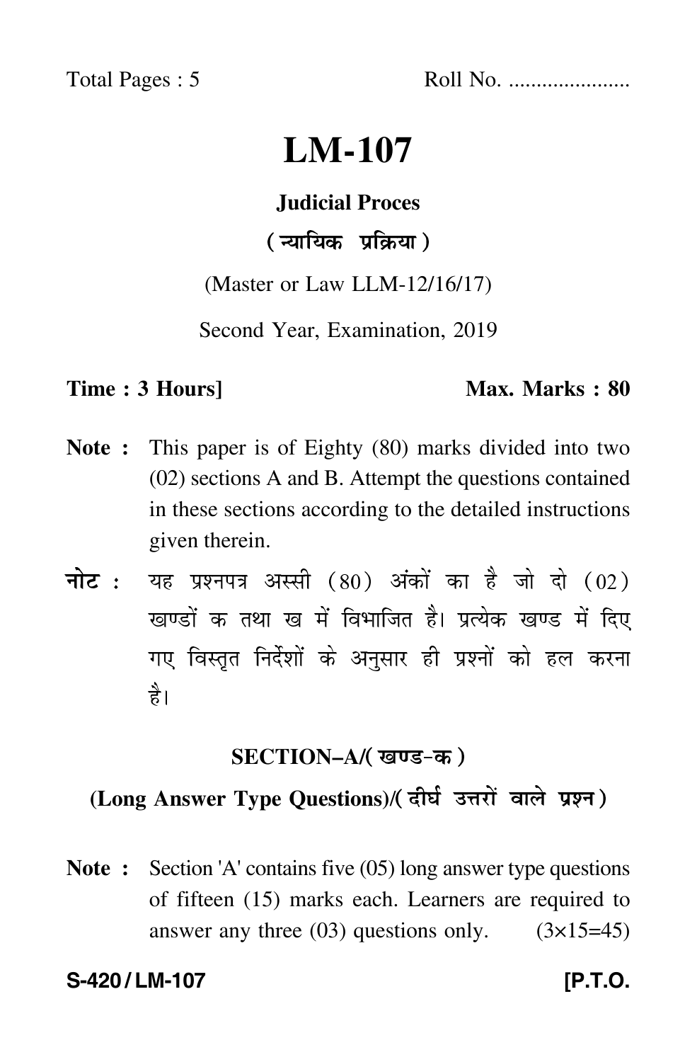Total Pages : 5 Roll No. .....................

# LM-107

**Judicial Proces**

**( न्यायिक प्रक्रिया )**

(Master or Law LLM-12/16/17)

Second Year, Examination, 2019

**Time : 3 Hours]** **Max. Marks : 80**

**Note :** This paper is of Eighty (80) marks divided into two (02) sections A and B. Attempt the questions contained in these sections according to the detailed instructions given therein.

**नोट :** यह प्रश्नपत्र अस्सी (80) अंकों का है जो दो (02) खण्डों क तथा ख में विभाजित है। प्रत्येक खण्ड में दिए गए विस्तृत निर्देशों के अनुसार ही प्रश्नों को हल करना है।

## SECTION–A/( खण्ड-क )

### (Long Answer Type Questions)/( दीर्घ उत्तरों वाले प्रश्न )

**Note :** Section 'A' contains five (05) long answer type questions of fifteen (15) marks each. Learners are required to answer any three (03) questions only. (3×15=45)

**S-420 / LM-107** **[P.T.O.**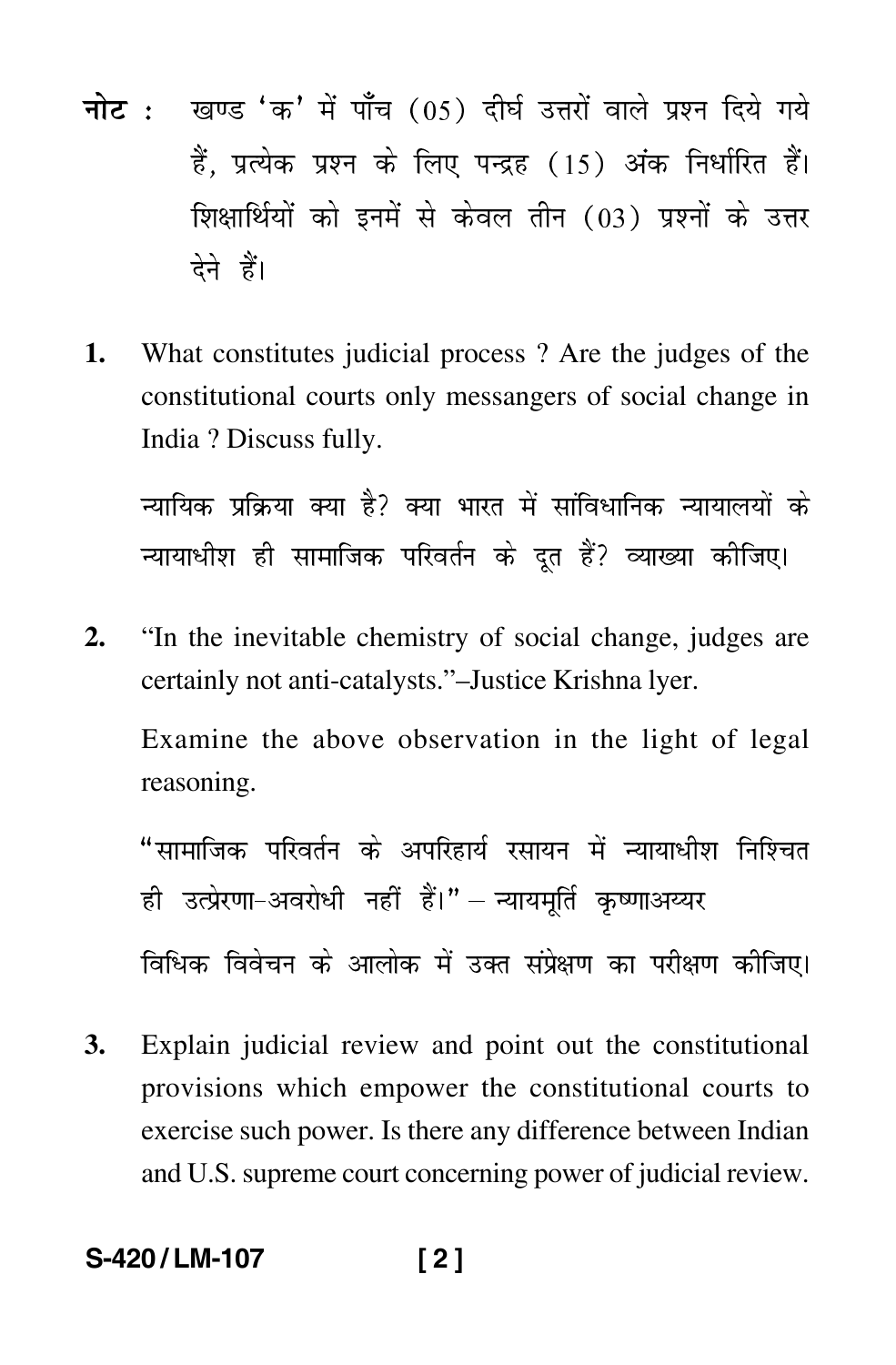**नोट :** खण्ड 'क' में पाँच (05) दीर्घ उत्तरों वाले प्रश्न दिये गये हैं, प्रत्येक प्रश्न के लिए पन्द्रह (15) अंक निर्धारित हैं। शिक्षार्थियों को इनमें से केवल तीन (03) प्रश्नों के उत्तर देने हैं।

**1.** What constitutes judicial process ? Are the judges of the constitutional courts only messangers of social change in India ? Discuss fully.

न्यायिक प्रक्रिया क्या है? क्या भारत में सांविधानिक न्यायालयों के न्यायाधीश ही सामाजिक परिवर्तन के दूत हैं? व्याख्या कीजिए।

**2.** "In the inevitable chemistry of social change, judges are certainly not anti-catalysts."–Justice Krishna lyer.

Examine the above observation in the light of legal reasoning.

"सामाजिक परिवर्तन के अपरिहार्य रसायन में न्यायाधीश निश्चित ही उत्प्रेरणा-अवरोधी नहीं हैं।" – न्यायमूर्ति कृष्णाअय्यर

विधिक विवेचन के आलोक में उक्त संप्रेक्षण का परीक्षण कीजिए।

**3.** Explain judicial review and point out the constitutional provisions which empower the constitutional courts to exercise such power. Is there any difference between Indian and U.S. supreme court concerning power of judicial review.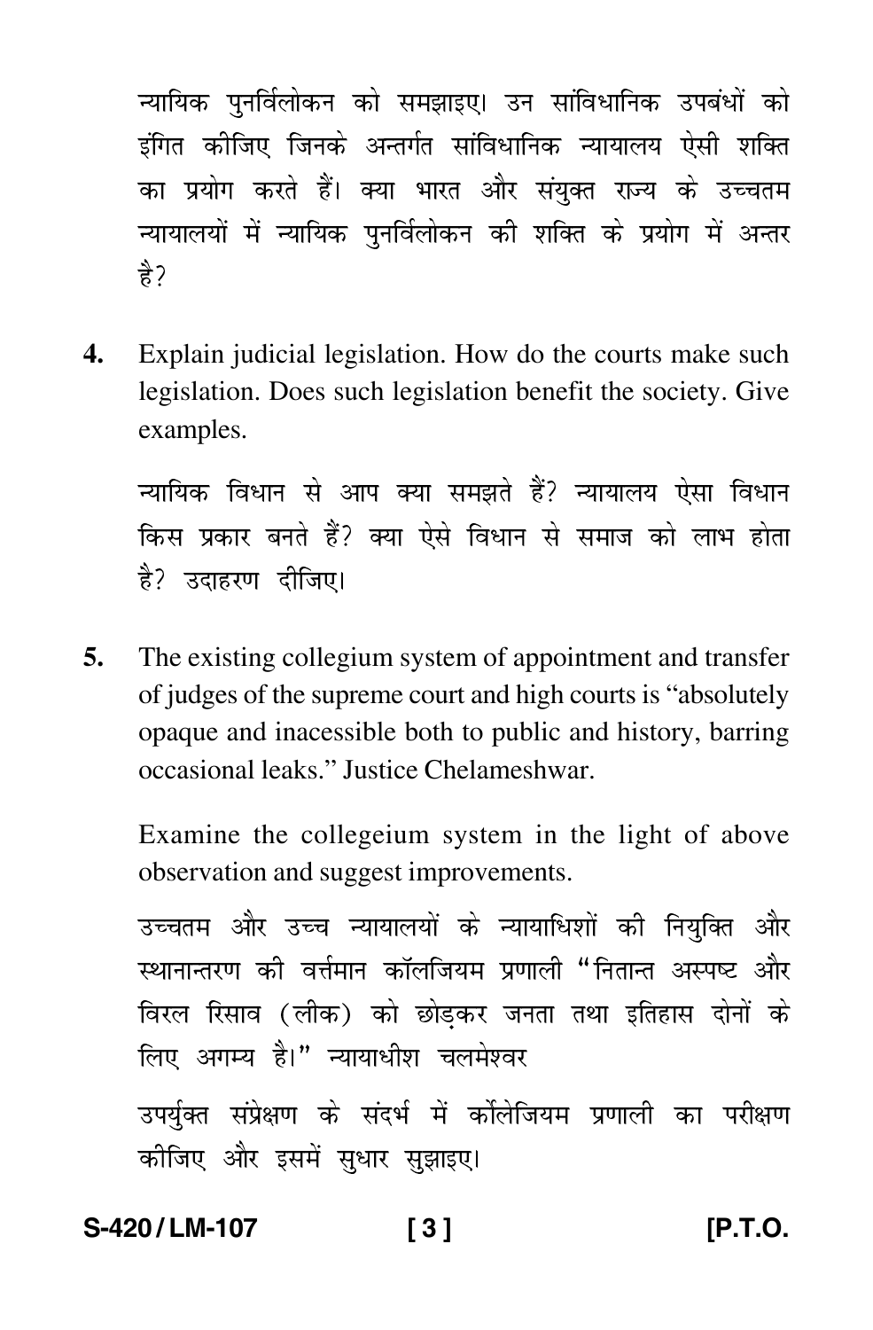न्यायिक पुनर्विलोकन को समझाइए। उन सांविधानिक उपबंधों को इंगित कीजिए जिनके अन्तर्गत सांविधानिक न्यायालय ऐसी शक्ति का प्रयोग करते हैं। क्या भारत और संयुक्त राज्य के उच्चतम न्यायालयों में न्यायिक पुनर्विलोकन की शक्ति के प्रयोग में अन्तर है?

**4.** Explain judicial legislation. How do the courts make such legislation. Does such legislation benefit the society. Give examples.

न्यायिक विधान से आप क्या समझते हैं? न्यायालय ऐसा विधान किस प्रकार बनते हैं? क्या ऐसे विधान से समाज को लाभ होता है? उदाहरण दीजिए।

**5.** The existing collegium system of appointment and transfer of judges of the supreme court and high courts is "absolutely opaque and inacessible both to public and history, barring occasional leaks." Justice Chelameshwar.

Examine the collegeium system in the light of above observation and suggest improvements.

उच्चतम और उच्च न्यायालयों के न्यायाधिशों की नियुक्ति और स्थानान्तरण की वर्त्तमान कॉलजियम प्रणाली "नितान्त अस्पष्ट और विरल रिसाव (लीक) को छोड़कर जनता तथा इतिहास दोनों के लिए अगम्य है।" न्यायाधीश चलमेश्वर

उपर्युक्त संप्रेक्षण के संदर्भ में कॉलेजियम प्रणाली का परीक्षण कीजिए और इसमें सुधार सुझाइए।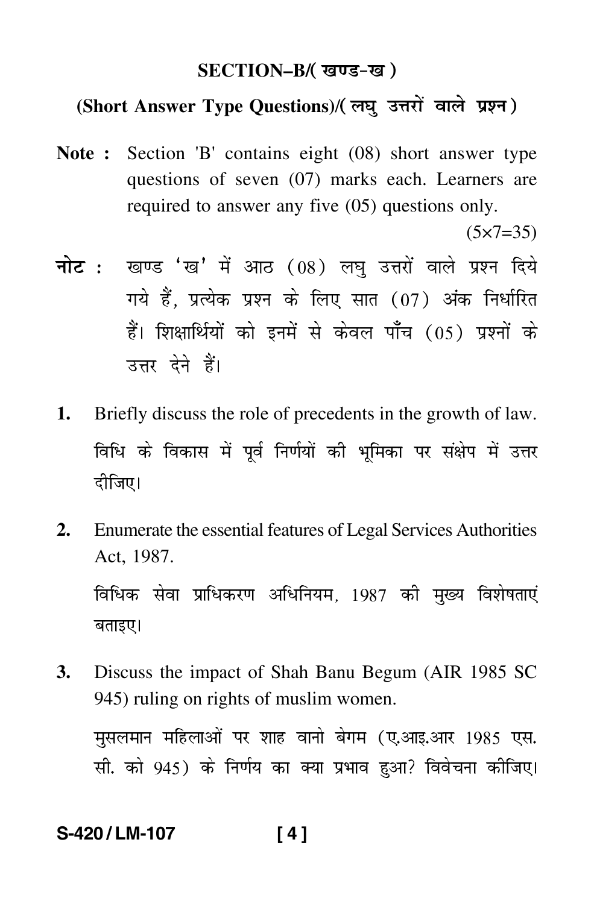## SECTION–B/( खण्ड-ख )

### (Short Answer Type Questions)/( लघु उत्तरों वाले प्रश्न )

**Note :** Section 'B' contains eight (08) short answer type questions of seven (07) marks each. Learners are required to answer any five (05) questions only.

(5×7=35)

**नोट :** खण्ड 'ख' में आठ (08) लघु उत्तरों वाले प्रश्न दिये गये हैं, प्रत्येक प्रश्न के लिए सात (07) अंक निर्धारित हैं। शिक्षार्थियों को इनमें से केवल पाँच (05) प्रश्नों के उत्तर देने हैं।

**1.** Briefly discuss the role of precedents in the growth of law.

विधि के विकास में पूर्व निर्णयों की भूमिका पर संक्षेप में उत्तर दीजिए।

**2.** Enumerate the essential features of Legal Services Authorities Act, 1987.

विधिक सेवा प्राधिकरण अधिनियम, 1987 की मुख्य विशेषताएं बताइए।

**3.** Discuss the impact of Shah Banu Begum (AIR 1985 SC 945) ruling on rights of muslim women.

मुसलमान महिलाओं पर शाह वानो बेगम (ए.आइ.आर 1985 एस. सी. को 945) के निर्णय का क्या प्रभाव हुआ? विवेचना कीजिए।

S-420 / LM-107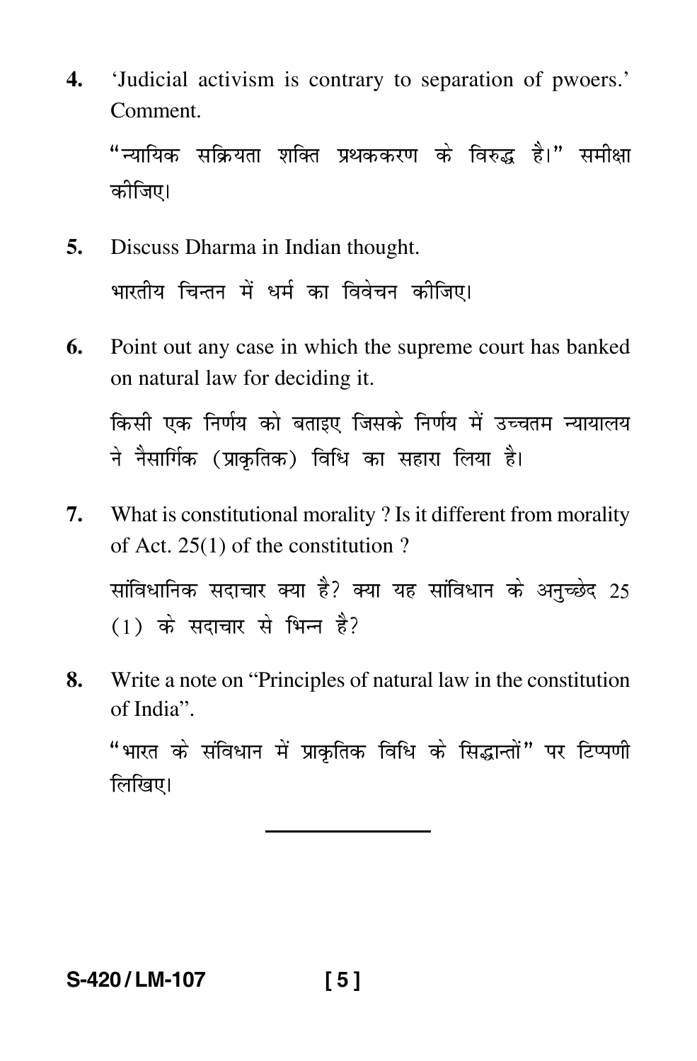**4.** 'Judicial activism is contrary to separation of pwoers.' Comment.

"न्यायिक सक्रियता शक्ति प्रथककरण के विरुद्ध है।" समीक्षा कीजिए।

**5.** Discuss Dharma in Indian thought.

भारतीय चिन्तन में धर्म का विवेचन कीजिए।

**6.** Point out any case in which the supreme court has banked on natural law for deciding it.

किसी एक निर्णय को बताइए जिसके निर्णय में उच्चतम न्यायालय ने नैसार्गिक (प्राकृतिक) विधि का सहारा लिया है।

**7.** What is constitutional morality ? Is it different from morality of Act. 25(1) of the constitution ?

सांविधानिक सदाचार क्या है? क्या यह सांविधान के अनुच्छेद 25 (1) के सदाचार से भिन्न है?

**8.** Write a note on "Principles of natural law in the constitution of India".

"भारत के संविधान में प्राकृतिक विधि के सिद्धान्तों" पर टिप्पणी लिखिए।

---